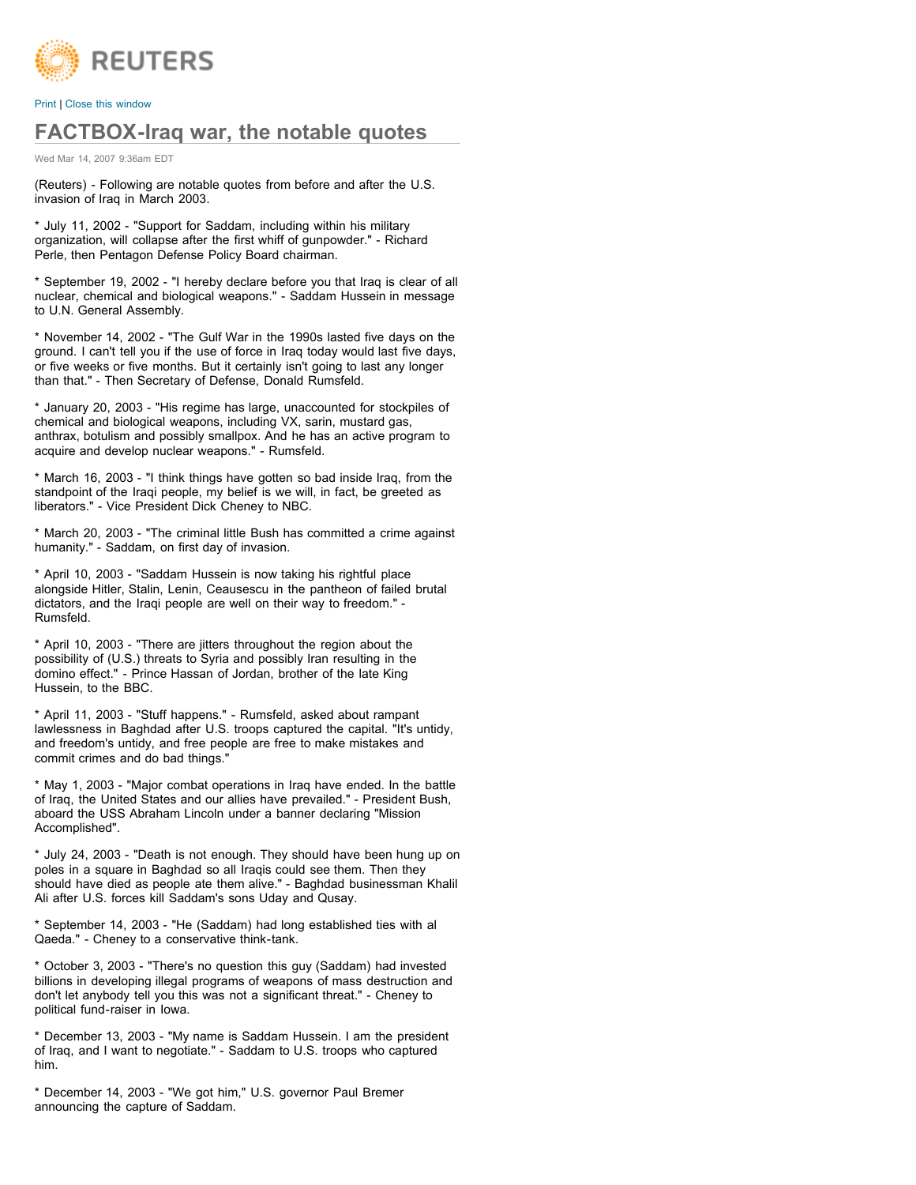REUTERS

Print | Close this window

# FACTBOX-Iraq war, the notable quotes

Wed Mar 14, 2007 9:36am EDT

(Reuters) - Following are notable quotes from before and after the U.S. invasion of Iraq in March 2003.

* July 11, 2002 - "Support for Saddam, including within his military organization, will collapse after the first whiff of gunpowder." - Richard Perle, then Pentagon Defense Policy Board chairman.

* September 19, 2002 - "I hereby declare before you that Iraq is clear of all nuclear, chemical and biological weapons." - Saddam Hussein in message to U.N. General Assembly.

* November 14, 2002 - "The Gulf War in the 1990s lasted five days on the ground. I can't tell you if the use of force in Iraq today would last five days, or five weeks or five months. But it certainly isn't going to last any longer than that." - Then Secretary of Defense, Donald Rumsfeld.

* January 20, 2003 - "His regime has large, unaccounted for stockpiles of chemical and biological weapons, including VX, sarin, mustard gas, anthrax, botulism and possibly smallpox. And he has an active program to acquire and develop nuclear weapons." - Rumsfeld.

* March 16, 2003 - "I think things have gotten so bad inside Iraq, from the standpoint of the Iraqi people, my belief is we will, in fact, be greeted as liberators." - Vice President Dick Cheney to NBC.

* March 20, 2003 - "The criminal little Bush has committed a crime against humanity." - Saddam, on first day of invasion.

* April 10, 2003 - "Saddam Hussein is now taking his rightful place alongside Hitler, Stalin, Lenin, Ceausescu in the pantheon of failed brutal dictators, and the Iraqi people are well on their way to freedom." - Rumsfeld.

* April 10, 2003 - "There are jitters throughout the region about the possibility of (U.S.) threats to Syria and possibly Iran resulting in the domino effect." - Prince Hassan of Jordan, brother of the late King Hussein, to the BBC.

* April 11, 2003 - "Stuff happens." - Rumsfeld, asked about rampant lawlessness in Baghdad after U.S. troops captured the capital. "It's untidy, and freedom's untidy, and free people are free to make mistakes and commit crimes and do bad things."

* May 1, 2003 - "Major combat operations in Iraq have ended. In the battle of Iraq, the United States and our allies have prevailed." - President Bush, aboard the USS Abraham Lincoln under a banner declaring "Mission Accomplished".

* July 24, 2003 - "Death is not enough. They should have been hung up on poles in a square in Baghdad so all Iraqis could see them. Then they should have died as people ate them alive." - Baghdad businessman Khalil Ali after U.S. forces kill Saddam's sons Uday and Qusay.

* September 14, 2003 - "He (Saddam) had long established ties with al Qaeda." - Cheney to a conservative think-tank.

* October 3, 2003 - "There's no question this guy (Saddam) had invested billions in developing illegal programs of weapons of mass destruction and don't let anybody tell you this was not a significant threat." - Cheney to political fund-raiser in Iowa.

* December 13, 2003 - "My name is Saddam Hussein. I am the president of Iraq, and I want to negotiate." - Saddam to U.S. troops who captured him.

* December 14, 2003 - "We got him," U.S. governor Paul Bremer announcing the capture of Saddam.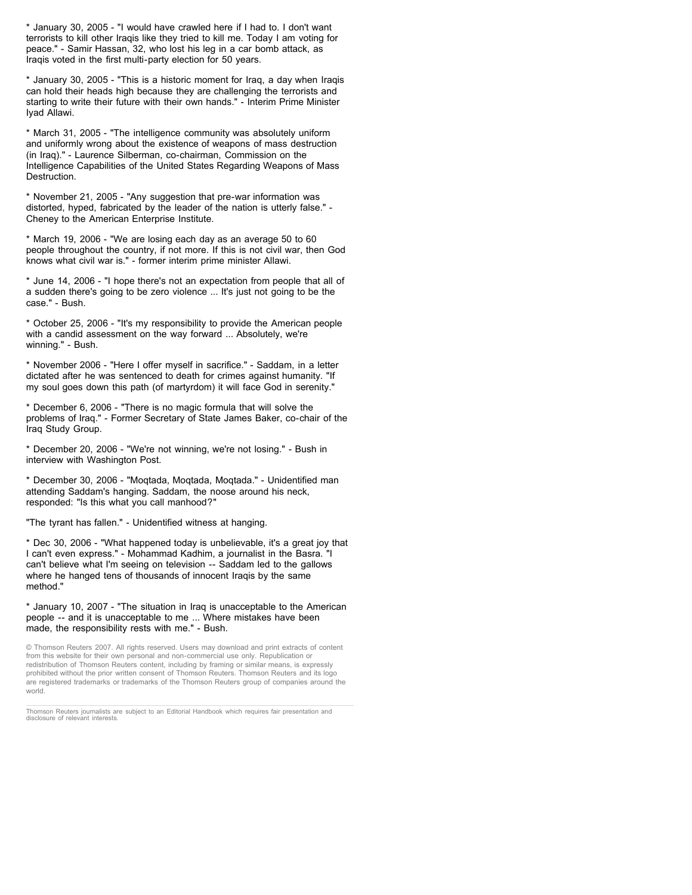* January 30, 2005 - "I would have crawled here if I had to. I don't want terrorists to kill other Iraqis like they tried to kill me. Today I am voting for peace." - Samir Hassan, 32, who lost his leg in a car bomb attack, as Iraqis voted in the first multi-party election for 50 years.

* January 30, 2005 - "This is a historic moment for Iraq, a day when Iraqis can hold their heads high because they are challenging the terrorists and starting to write their future with their own hands." - Interim Prime Minister Iyad Allawi.

* March 31, 2005 - "The intelligence community was absolutely uniform and uniformly wrong about the existence of weapons of mass destruction (in Iraq)." - Laurence Silberman, co-chairman, Commission on the Intelligence Capabilities of the United States Regarding Weapons of Mass Destruction.

* November 21, 2005 - "Any suggestion that pre-war information was distorted, hyped, fabricated by the leader of the nation is utterly false." - Cheney to the American Enterprise Institute.

* March 19, 2006 - "We are losing each day as an average 50 to 60 people throughout the country, if not more. If this is not civil war, then God knows what civil war is." - former interim prime minister Allawi.

* June 14, 2006 - "I hope there's not an expectation from people that all of a sudden there's going to be zero violence ... It's just not going to be the case." - Bush.

* October 25, 2006 - "It's my responsibility to provide the American people with a candid assessment on the way forward ... Absolutely, we're winning." - Bush.

* November 2006 - "Here I offer myself in sacrifice." - Saddam, in a letter dictated after he was sentenced to death for crimes against humanity. "If my soul goes down this path (of martyrdom) it will face God in serenity."

* December 6, 2006 - "There is no magic formula that will solve the problems of Iraq." - Former Secretary of State James Baker, co-chair of the Iraq Study Group.

* December 20, 2006 - "We're not winning, we're not losing." - Bush in interview with Washington Post.

* December 30, 2006 - "Moqtada, Moqtada, Moqtada." - Unidentified man attending Saddam's hanging. Saddam, the noose around his neck, responded: "Is this what you call manhood?"

"The tyrant has fallen." - Unidentified witness at hanging.

* Dec 30, 2006 - "What happened today is unbelievable, it's a great joy that I can't even express." - Mohammad Kadhim, a journalist in the Basra. "I can't believe what I'm seeing on television -- Saddam led to the gallows where he hanged tens of thousands of innocent Iraqis by the same method."

* January 10, 2007 - "The situation in Iraq is unacceptable to the American people -- and it is unacceptable to me ... Where mistakes have been made, the responsibility rests with me." - Bush.

© Thomson Reuters 2007. All rights reserved. Users may download and print extracts of content from this website for their own personal and non-commercial use only. Republication or redistribution of Thomson Reuters content, including by framing or similar means, is expressly prohibited without the prior written consent of Thomson Reuters. Thomson Reuters and its logo are registered trademarks or trademarks of the Thomson Reuters group of companies around the world.

---

Thomson Reuters journalists are subject to an Editorial Handbook which requires fair presentation and disclosure of relevant interests.